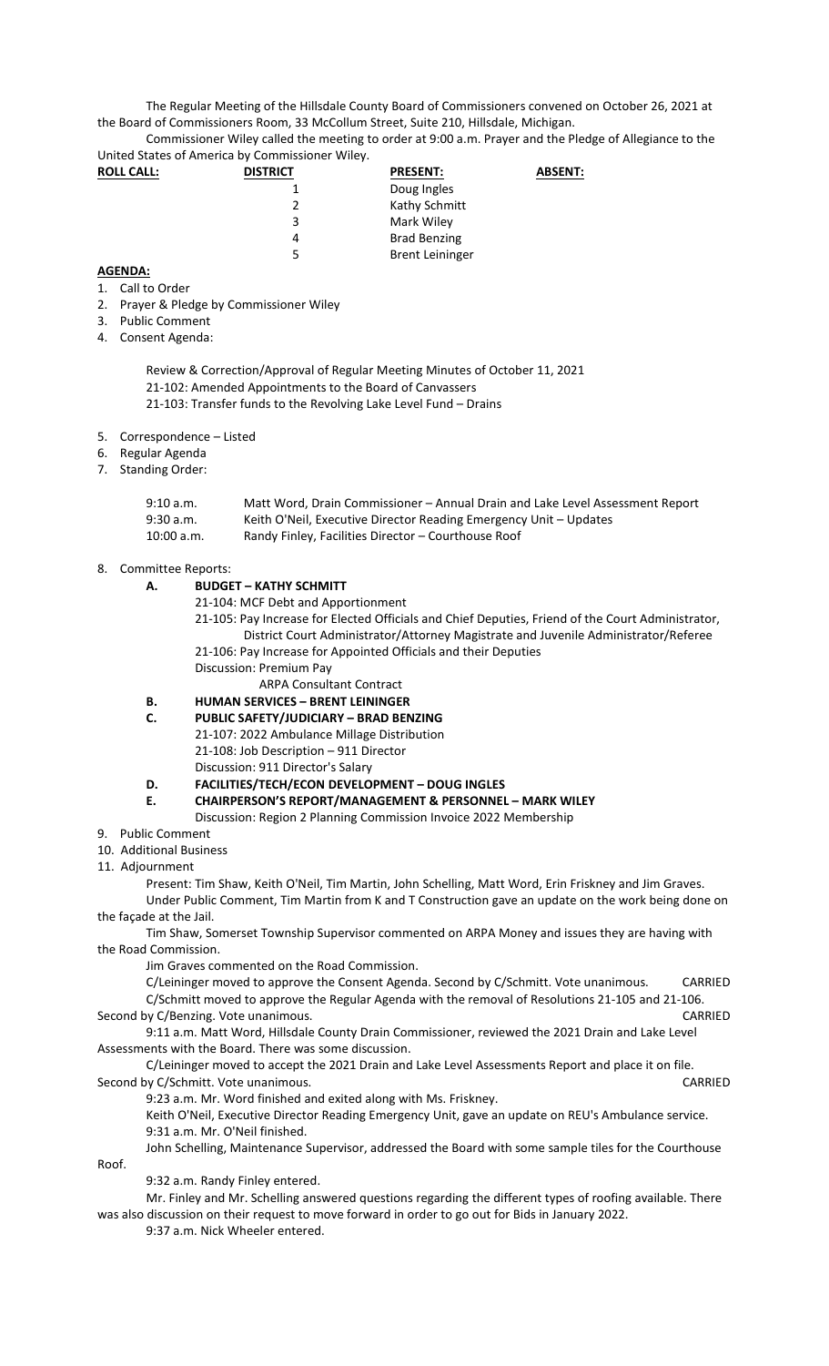The Regular Meeting of the Hillsdale County Board of Commissioners convened on October 26, 2021 at the Board of Commissioners Room, 33 McCollum Street, Suite 210, Hillsdale, Michigan.

Commissioner Wiley called the meeting to order at 9:00 a.m. Prayer and the Pledge of Allegiance to the United States of America by Commissioner Wiley.

| **ROLL CALL:** | **DISTRICT** | **PRESENT:** | **ABSENT:** |
|---|---|---|---|
| | 1 | Doug Ingles | |
| | 2 | Kathy Schmitt | |
| | 3 | Mark Wiley | |
| | 4 | Brad Benzing | |
| | 5 | Brent Leininger | |

**AGENDA:**

1. Call to Order
2. Prayer & Pledge by Commissioner Wiley
3. Public Comment
4. Consent Agenda:

   Review & Correction/Approval of Regular Meeting Minutes of October 11, 2021
   21-102: Amended Appointments to the Board of Canvassers
   21-103: Transfer funds to the Revolving Lake Level Fund – Drains

5. Correspondence – Listed
6. Regular Agenda
7. Standing Order:

| | |
|---|---|
| 9:10 a.m. | Matt Word, Drain Commissioner – Annual Drain and Lake Level Assessment Report |
| 9:30 a.m. | Keith O'Neil, Executive Director Reading Emergency Unit – Updates |
| 10:00 a.m. | Randy Finley, Facilities Director – Courthouse Roof |

8. Committee Reports:

   **A. BUDGET – KATHY SCHMITT**
   21-104: MCF Debt and Apportionment
   21-105: Pay Increase for Elected Officials and Chief Deputies, Friend of the Court Administrator, District Court Administrator/Attorney Magistrate and Juvenile Administrator/Referee
   21-106: Pay Increase for Appointed Officials and their Deputies
   Discussion: Premium Pay
   ARPA Consultant Contract

   **B. HUMAN SERVICES – BRENT LEININGER**

   **C. PUBLIC SAFETY/JUDICIARY – BRAD BENZING**
   21-107: 2022 Ambulance Millage Distribution
   21-108: Job Description – 911 Director
   Discussion: 911 Director's Salary

   **D. FACILITIES/TECH/ECON DEVELOPMENT – DOUG INGLES**

   **E. CHAIRPERSON'S REPORT/MANAGEMENT & PERSONNEL – MARK WILEY**
   Discussion: Region 2 Planning Commission Invoice 2022 Membership

9. Public Comment
10. Additional Business
11. Adjournment

Present: Tim Shaw, Keith O'Neil, Tim Martin, John Schelling, Matt Word, Erin Friskney and Jim Graves.

Under Public Comment, Tim Martin from K and T Construction gave an update on the work being done on the façade at the Jail.

Tim Shaw, Somerset Township Supervisor commented on ARPA Money and issues they are having with the Road Commission.

Jim Graves commented on the Road Commission.

C/Leininger moved to approve the Consent Agenda. Second by C/Schmitt. Vote unanimous. CARRIED

C/Schmitt moved to approve the Regular Agenda with the removal of Resolutions 21-105 and 21-106. Second by C/Benzing. Vote unanimous. CARRIED

9:11 a.m. Matt Word, Hillsdale County Drain Commissioner, reviewed the 2021 Drain and Lake Level Assessments with the Board. There was some discussion.

C/Leininger moved to accept the 2021 Drain and Lake Level Assessments Report and place it on file. Second by C/Schmitt. Vote unanimous. CARRIED

9:23 a.m. Mr. Word finished and exited along with Ms. Friskney.

Keith O'Neil, Executive Director Reading Emergency Unit, gave an update on REU's Ambulance service.

9:31 a.m. Mr. O'Neil finished.

John Schelling, Maintenance Supervisor, addressed the Board with some sample tiles for the Courthouse Roof.

9:32 a.m. Randy Finley entered.

Mr. Finley and Mr. Schelling answered questions regarding the different types of roofing available. There was also discussion on their request to move forward in order to go out for Bids in January 2022.

9:37 a.m. Nick Wheeler entered.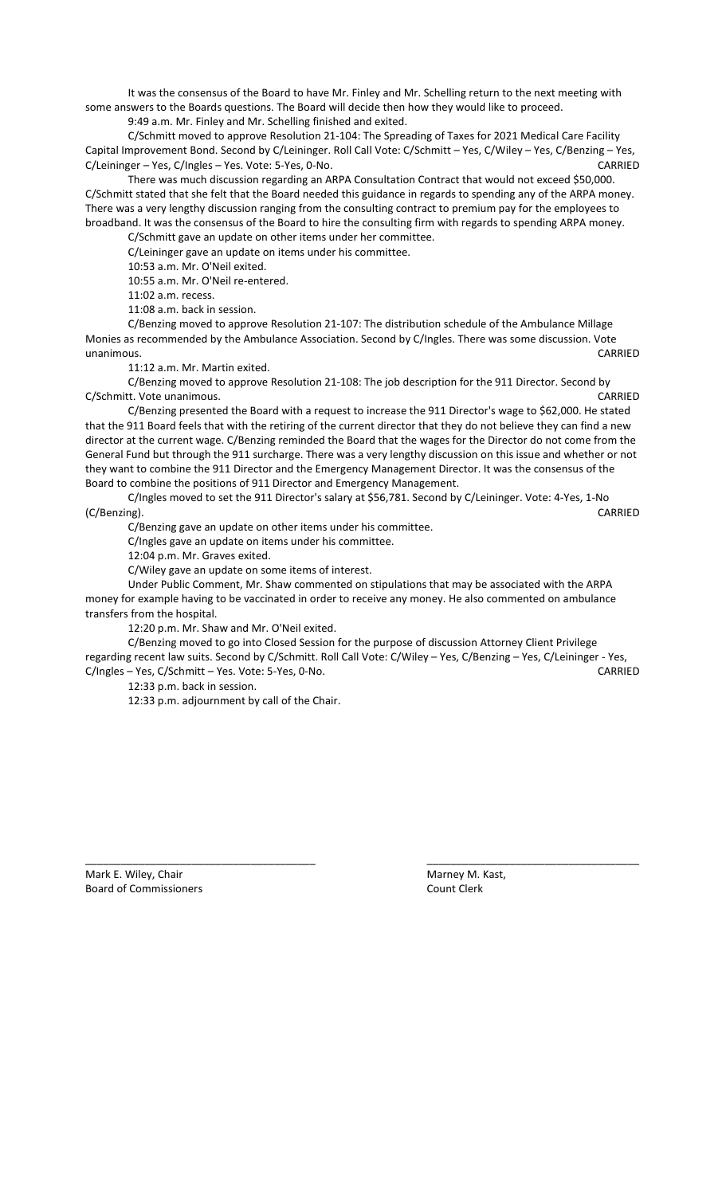It was the consensus of the Board to have Mr. Finley and Mr. Schelling return to the next meeting with some answers to the Boards questions. The Board will decide then how they would like to proceed.

9:49 a.m. Mr. Finley and Mr. Schelling finished and exited.

C/Schmitt moved to approve Resolution 21-104: The Spreading of Taxes for 2021 Medical Care Facility Capital Improvement Bond. Second by C/Leininger. Roll Call Vote: C/Schmitt – Yes, C/Wiley – Yes, C/Benzing – Yes, C/Leininger – Yes, C/Ingles – Yes. Vote: 5-Yes, 0-No. CARRIED

There was much discussion regarding an ARPA Consultation Contract that would not exceed $50,000. C/Schmitt stated that she felt that the Board needed this guidance in regards to spending any of the ARPA money. There was a very lengthy discussion ranging from the consulting contract to premium pay for the employees to broadband. It was the consensus of the Board to hire the consulting firm with regards to spending ARPA money.

C/Schmitt gave an update on other items under her committee.

C/Leininger gave an update on items under his committee.

10:53 a.m. Mr. O'Neil exited.

10:55 a.m. Mr. O'Neil re-entered.

11:02 a.m. recess.

11:08 a.m. back in session.

C/Benzing moved to approve Resolution 21-107: The distribution schedule of the Ambulance Millage Monies as recommended by the Ambulance Association. Second by C/Ingles. There was some discussion. Vote unanimous. CARRIED

11:12 a.m. Mr. Martin exited.

C/Benzing moved to approve Resolution 21-108: The job description for the 911 Director. Second by C/Schmitt. Vote unanimous. CARRIED

C/Benzing presented the Board with a request to increase the 911 Director's wage to $62,000. He stated that the 911 Board feels that with the retiring of the current director that they do not believe they can find a new director at the current wage. C/Benzing reminded the Board that the wages for the Director do not come from the General Fund but through the 911 surcharge. There was a very lengthy discussion on this issue and whether or not they want to combine the 911 Director and the Emergency Management Director. It was the consensus of the Board to combine the positions of 911 Director and Emergency Management.

C/Ingles moved to set the 911 Director's salary at $56,781. Second by C/Leininger. Vote: 4-Yes, 1-No (C/Benzing). CARRIED

C/Benzing gave an update on other items under his committee.

C/Ingles gave an update on items under his committee.

12:04 p.m. Mr. Graves exited.

C/Wiley gave an update on some items of interest.

Under Public Comment, Mr. Shaw commented on stipulations that may be associated with the ARPA money for example having to be vaccinated in order to receive any money. He also commented on ambulance transfers from the hospital.

12:20 p.m. Mr. Shaw and Mr. O'Neil exited.

C/Benzing moved to go into Closed Session for the purpose of discussion Attorney Client Privilege regarding recent law suits. Second by C/Schmitt. Roll Call Vote: C/Wiley – Yes, C/Benzing – Yes, C/Leininger - Yes, C/Ingles – Yes, C/Schmitt – Yes. Vote: 5-Yes, 0-No. CARRIED

12:33 p.m. back in session.

12:33 p.m. adjournment by call of the Chair.

_______________________________________
Mark E. Wiley, Chair
Board of Commissioners

_______________________________________
Marney M. Kast,
Count Clerk